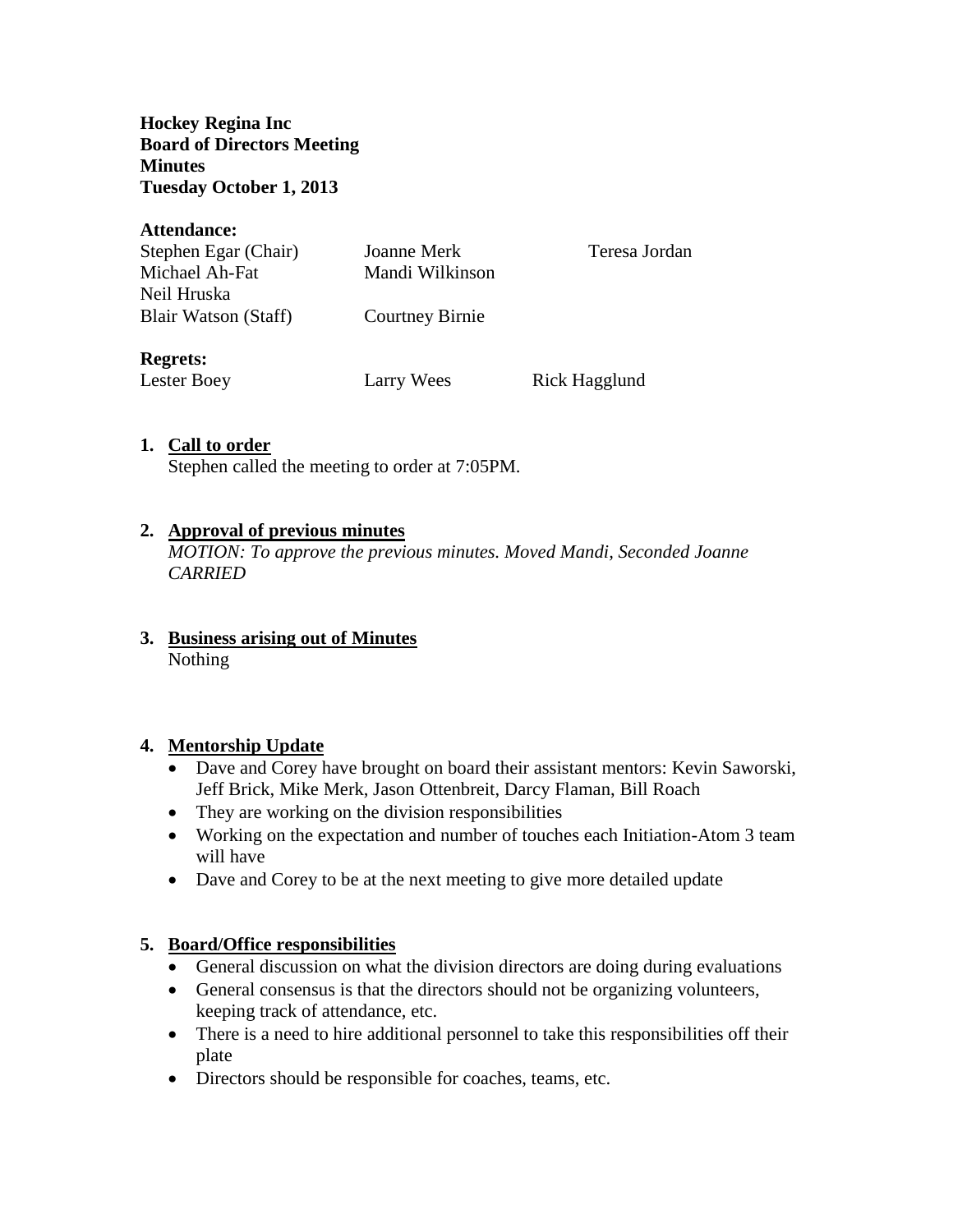**Hockey Regina Inc**
**Board of Directors Meeting**
**Minutes**
**Tuesday October 1, 2013**

**Attendance:**

| | | |
|---|---|---|
| Stephen Egar (Chair) | Joanne Merk | Teresa Jordan |
| Michael Ah-Fat | Mandi Wilkinson | |
| Neil Hruska | | |
| Blair Watson (Staff) | Courtney Birnie | |

**Regrets:**

| | | |
|---|---|---|
| Lester Boey | Larry Wees | Rick Hagglund |

1. **Call to order**
   Stephen called the meeting to order at 7:05PM.

2. **Approval of previous minutes**
   *MOTION: To approve the previous minutes. Moved Mandi, Seconded Joanne CARRIED*

3. **Business arising out of Minutes**
   Nothing

4. **Mentorship Update**
   - Dave and Corey have brought on board their assistant mentors: Kevin Saworski, Jeff Brick, Mike Merk, Jason Ottenbreit, Darcy Flaman, Bill Roach
   - They are working on the division responsibilities
   - Working on the expectation and number of touches each Initiation-Atom 3 team will have
   - Dave and Corey to be at the next meeting to give more detailed update

5. **Board/Office responsibilities**
   - General discussion on what the division directors are doing during evaluations
   - General consensus is that the directors should not be organizing volunteers, keeping track of attendance, etc.
   - There is a need to hire additional personnel to take this responsibilities off their plate
   - Directors should be responsible for coaches, teams, etc.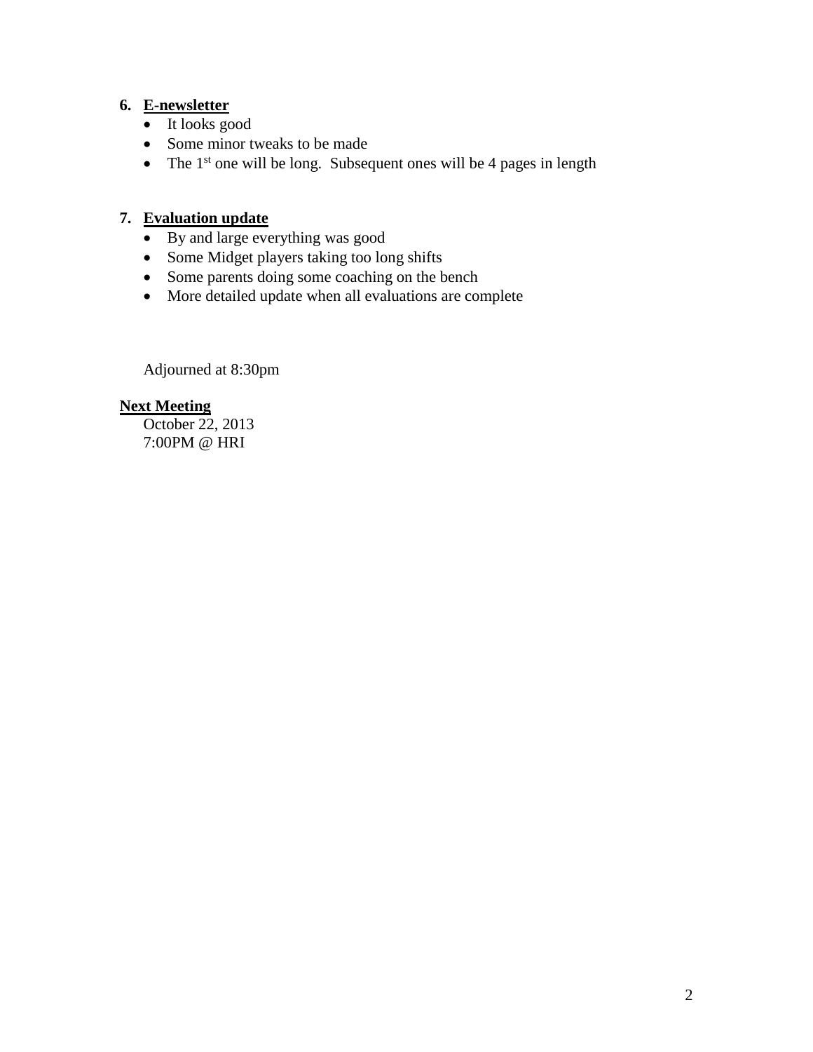6. **<u>E-newsletter</u>**
    - It looks good
    - Some minor tweaks to be made
    - The 1st one will be long.  Subsequent ones will be 4 pages in length

7. **<u>Evaluation update</u>**
    - By and large everything was good
    - Some Midget players taking too long shifts
    - Some parents doing some coaching on the bench
    - More detailed update when all evaluations are complete

Adjourned at 8:30pm

**<u>Next Meeting</u>**

October 22, 2013
7:00PM @ HRI